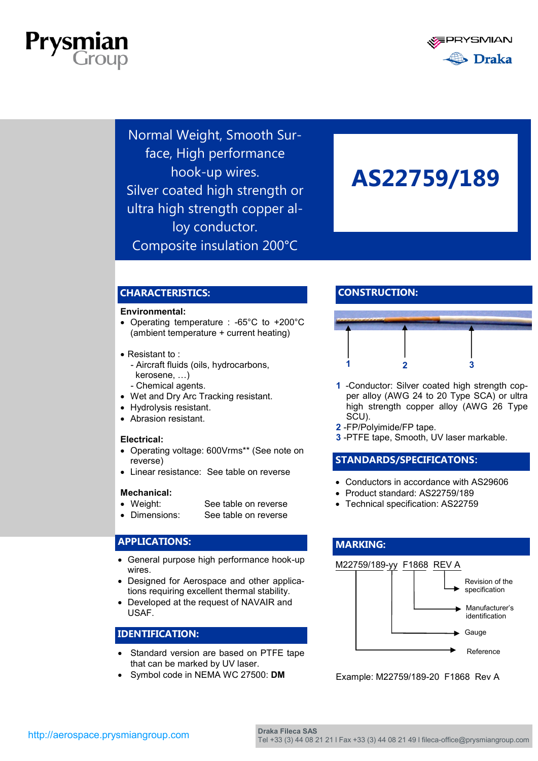# AS22759/189

Normal Weight, Smooth Surface, High performance hook-up wires.
Silver coated high strength or ultra high strength copper alloy conductor.
Composite insulation 200°C

## CHARACTERISTICS:

**Environmental:**

- Operating temperature : -65°C to +200°C (ambient temperature + current heating)
- Resistant to :
  - Aircraft fluids (oils, hydrocarbons, kerosene, …)
  - Chemical agents.
- Wet and Dry Arc Tracking resistant.
- Hydrolysis resistant.
- Abrasion resistant.

**Electrical:**

- Operating voltage: 600Vrms** (See note on reverse)
- Linear resistance: See table on reverse

**Mechanical:**

- Weight: See table on reverse
- Dimensions: See table on reverse

## APPLICATIONS:

- General purpose high performance hook-up wires.
- Designed for Aerospace and other applications requiring excellent thermal stability.
- Developed at the request of NAVAIR and USAF.

## IDENTIFICATION:

- Standard version are based on PTFE tape that can be marked by UV laser.
- Symbol code in NEMA WC 27500: **DM**

## CONSTRUCTION:

**1** -Conductor: Silver coated high strength copper alloy (AWG 24 to 20 Type SCA) or ultra high strength copper alloy (AWG 26 Type SCU).
**2** -FP/Polyimide/FP tape.
**3** -PTFE tape, Smooth, UV laser markable.

## STANDARDS/SPECIFICATONS:

- Conductors in accordance with AS29606
- Product standard: AS22759/189
- Technical specification: AS22759

## MARKING:

M22759/189-yy F1868 REV A

- M22759/189 → Reference
- yy → Gauge
- F1868 → Manufacturer's identification
- REV A → Revision of the specification

Example: M22759/189-20 F1868 Rev A

http://aerospace.prysmiangroup.com

**Draka Fileca SAS**
Tel +33 (3) 44 08 21 21 I Fax +33 (3) 44 08 21 49 I fileca-office@prysmiangroup.com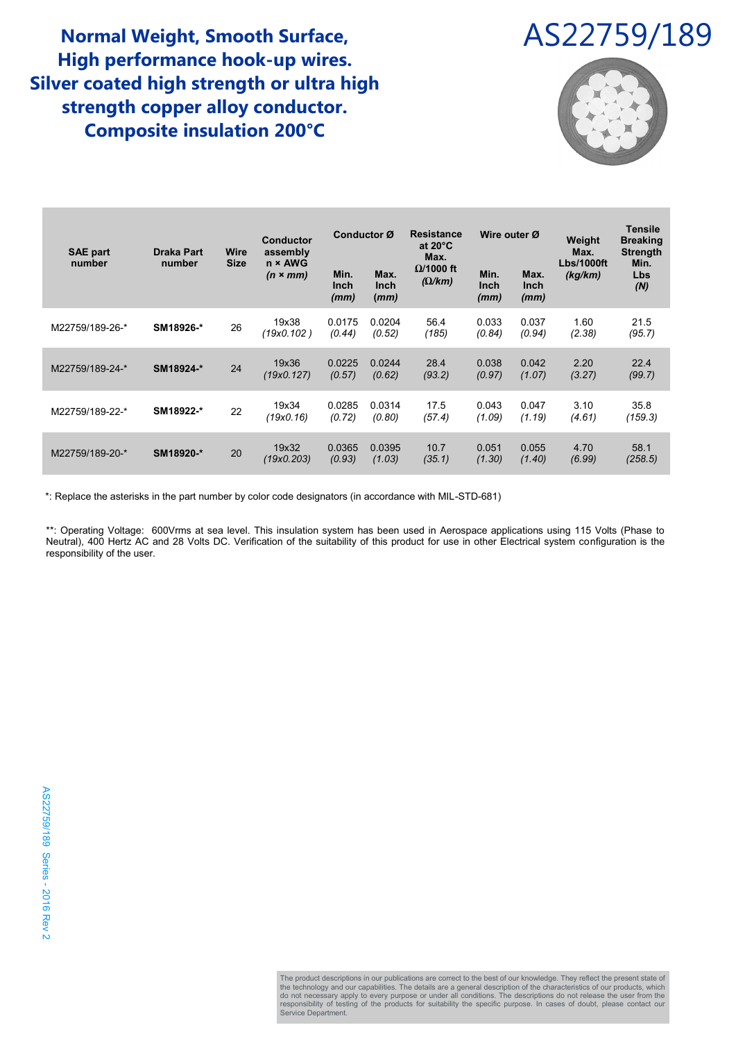# Normal Weight, Smooth Surface, High performance hook-up wires. Silver coated high strength or ultra high strength copper alloy conductor. Composite insulation 200°C

# AS22759/189

| SAE part number | Draka Part number | Wire Size | Conductor assembly n × AWG (n × mm) | Conductor Ø | | Resistance at 20°C Max. Ω/1000 ft (Ω/km) | Wire outer Ø | | Weight Max. Lbs/1000ft (kg/km) | Tensile Breaking Strength Min. Lbs (N) |
|---|---|---|---|---|---|---|---|---|---|---|
| | | | | Min. Inch (mm) | Max. Inch (mm) | | Min. Inch (mm) | Max. Inch (mm) | | |
| M22759/189-26-* | **SM18926-*** | 26 | 19x38 (19x0.102 ) | 0.0175 (0.44) | 0.0204 (0.52) | 56.4 (185) | 0.033 (0.84) | 0.037 (0.94) | 1.60 (2.38) | 21.5 (95.7) |
| M22759/189-24-* | **SM18924-*** | 24 | 19x36 (19x0.127) | 0.0225 (0.57) | 0.0244 (0.62) | 28.4 (93.2) | 0.038 (0.97) | 0.042 (1.07) | 2.20 (3.27) | 22.4 (99.7) |
| M22759/189-22-* | **SM18922-*** | 22 | 19x34 (19x0.16) | 0.0285 (0.72) | 0.0314 (0.80) | 17.5 (57.4) | 0.043 (1.09) | 0.047 (1.19) | 3.10 (4.61) | 35.8 (159.3) |
| M22759/189-20-* | **SM18920-*** | 20 | 19x32 (19x0.203) | 0.0365 (0.93) | 0.0395 (1.03) | 10.7 (35.1) | 0.051 (1.30) | 0.055 (1.40) | 4.70 (6.99) | 58.1 (258.5) |

*: Replace the asterisks in the part number by color code designators (in accordance with MIL-STD-681)

**: Operating Voltage: 600Vrms at sea level. This insulation system has been used in Aerospace applications using 115 Volts (Phase to Neutral), 400 Hertz AC and 28 Volts DC. Verification of the suitability of this product for use in other Electrical system configuration is the responsibility of the user.

AS22759/189 Series - 2016 Rev 2

The product descriptions in our publications are correct to the best of our knowledge. They reflect the present state of the technology and our capabilities. The details are a general description of the characteristics of our products, which do not necessary apply to every purpose or under all conditions. The descriptions do not release the user from the responsibility of testing of the products for suitability the specific purpose. In cases of doubt, please contact our Service Department.